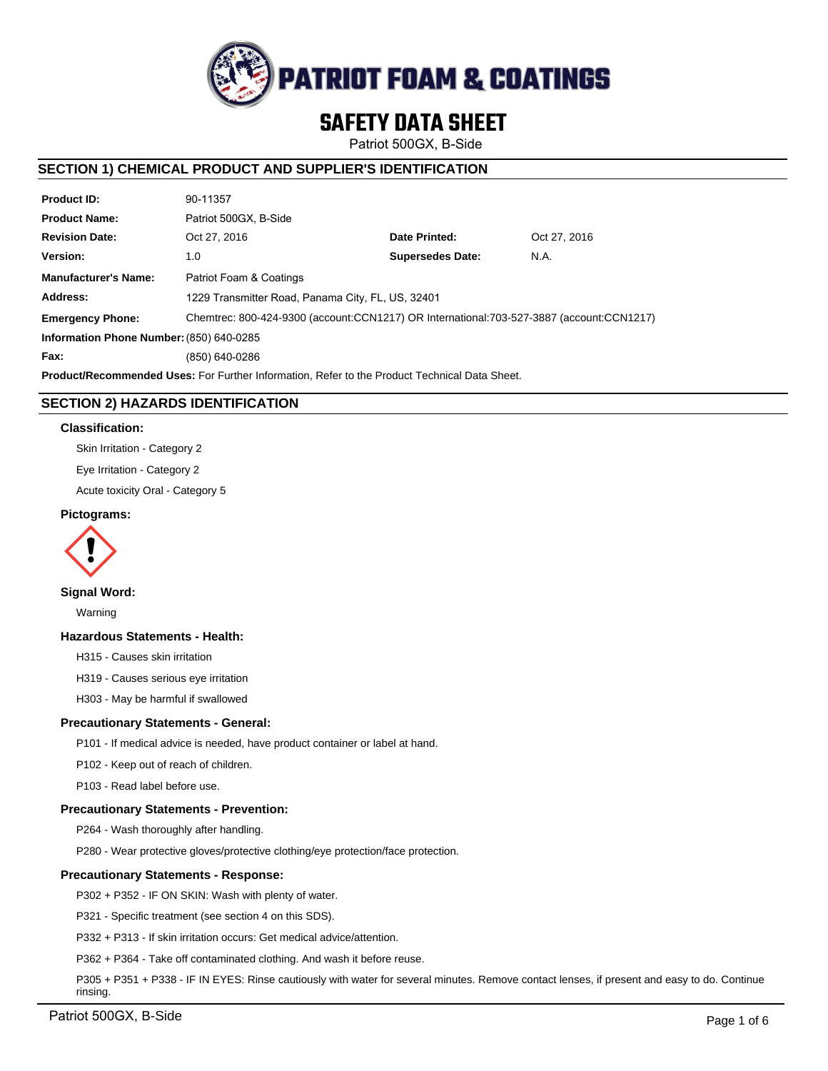# PATRIOT FOAM & COATINGS

# SAFETY DATA SHEET

Patriot 500GX, B-Side

## SECTION 1) CHEMICAL PRODUCT AND SUPPLIER'S IDENTIFICATION

| | | | |
|---|---|---|---|
| **Product ID:** | 90-11357 | | |
| **Product Name:** | Patriot 500GX, B-Side | | |
| **Revision Date:** | Oct 27, 2016 | **Date Printed:** | Oct 27, 2016 |
| **Version:** | 1.0 | **Supersedes Date:** | N.A. |
| **Manufacturer's Name:** | Patriot Foam & Coatings | | |
| **Address:** | 1229 Transmitter Road, Panama City, FL, US, 32401 | | |
| **Emergency Phone:** | Chemtrec: 800-424-9300 (account:CCN1217) OR International:703-527-3887 (account:CCN1217) | | |
| **Information Phone Number:** | (850) 640-0285 | | |
| **Fax:** | (850) 640-0286 | | |

**Product/Recommended Uses:** For Further Information, Refer to the Product Technical Data Sheet.

## SECTION 2) HAZARDS IDENTIFICATION

### Classification:

Skin Irritation - Category 2

Eye Irritation - Category 2

Acute toxicity Oral - Category 5

### Pictograms:

### Signal Word:

Warning

### Hazardous Statements - Health:

H315 - Causes skin irritation

H319 - Causes serious eye irritation

H303 - May be harmful if swallowed

### Precautionary Statements - General:

P101 - If medical advice is needed, have product container or label at hand.

P102 - Keep out of reach of children.

P103 - Read label before use.

### Precautionary Statements - Prevention:

P264 - Wash thoroughly after handling.

P280 - Wear protective gloves/protective clothing/eye protection/face protection.

### Precautionary Statements - Response:

P302 + P352 - IF ON SKIN: Wash with plenty of water.

P321 - Specific treatment (see section 4 on this SDS).

P332 + P313 - If skin irritation occurs: Get medical advice/attention.

P362 + P364 - Take off contaminated clothing. And wash it before reuse.

P305 + P351 + P338 - IF IN EYES: Rinse cautiously with water for several minutes. Remove contact lenses, if present and easy to do. Continue rinsing.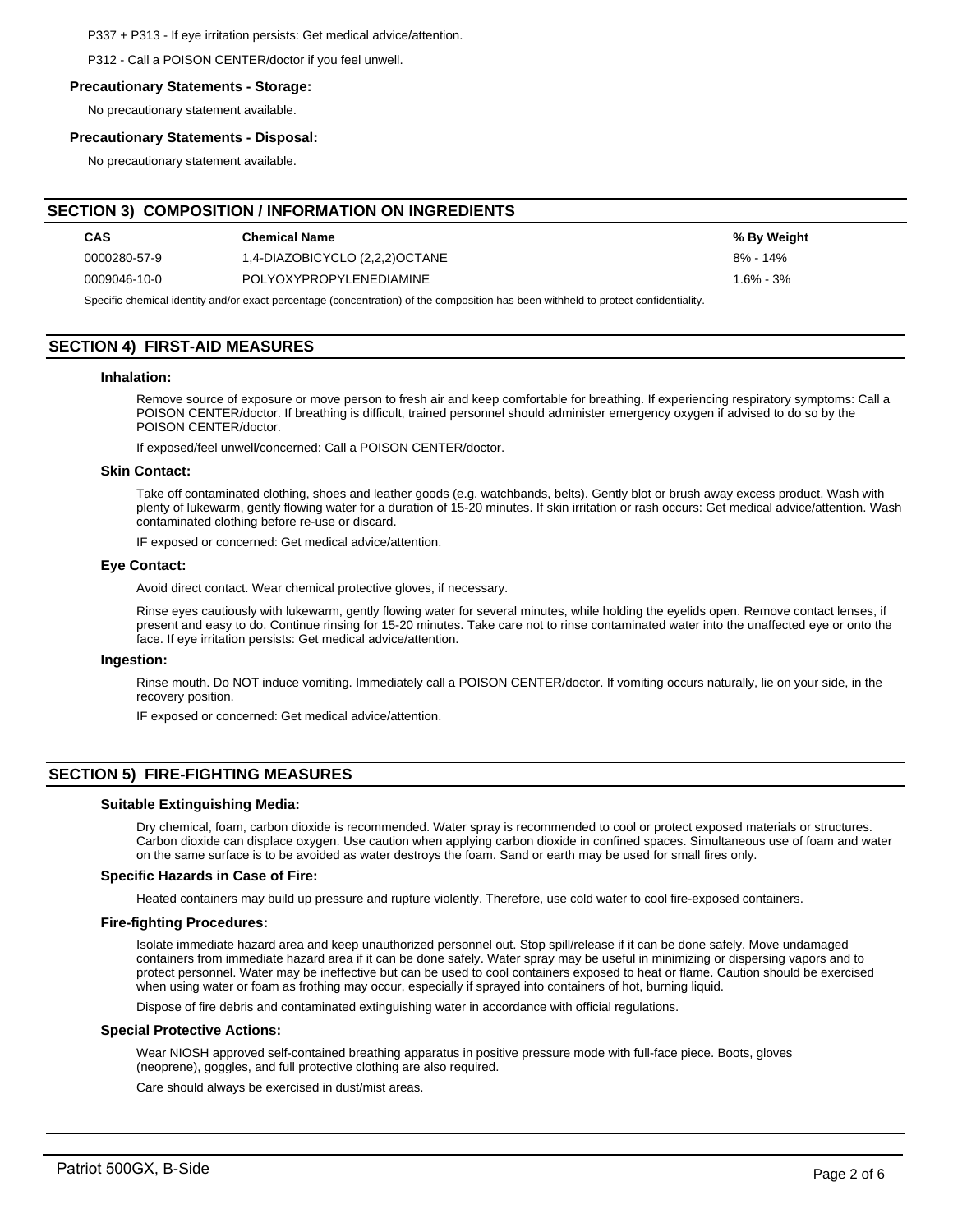P337 + P313 - If eye irritation persists: Get medical advice/attention.

P312 - Call a POISON CENTER/doctor if you feel unwell.

**Precautionary Statements - Storage:**

No precautionary statement available.

**Precautionary Statements - Disposal:**

No precautionary statement available.

## SECTION 3) COMPOSITION / INFORMATION ON INGREDIENTS

| CAS | Chemical Name | % By Weight |
|---|---|---|
| 0000280-57-9 | 1,4-DIAZOBICYCLO (2,2,2)OCTANE | 8% - 14% |
| 0009046-10-0 | POLYOXYPROPYLENEDIAMINE | 1.6% - 3% |

Specific chemical identity and/or exact percentage (concentration) of the composition has been withheld to protect confidentiality.

## SECTION 4) FIRST-AID MEASURES

### Inhalation:

Remove source of exposure or move person to fresh air and keep comfortable for breathing. If experiencing respiratory symptoms: Call a POISON CENTER/doctor. If breathing is difficult, trained personnel should administer emergency oxygen if advised to do so by the POISON CENTER/doctor.

If exposed/feel unwell/concerned: Call a POISON CENTER/doctor.

### Skin Contact:

Take off contaminated clothing, shoes and leather goods (e.g. watchbands, belts). Gently blot or brush away excess product. Wash with plenty of lukewarm, gently flowing water for a duration of 15-20 minutes. If skin irritation or rash occurs: Get medical advice/attention. Wash contaminated clothing before re-use or discard.

IF exposed or concerned: Get medical advice/attention.

### Eye Contact:

Avoid direct contact. Wear chemical protective gloves, if necessary.

Rinse eyes cautiously with lukewarm, gently flowing water for several minutes, while holding the eyelids open. Remove contact lenses, if present and easy to do. Continue rinsing for 15-20 minutes. Take care not to rinse contaminated water into the unaffected eye or onto the face. If eye irritation persists: Get medical advice/attention.

### Ingestion:

Rinse mouth. Do NOT induce vomiting. Immediately call a POISON CENTER/doctor. If vomiting occurs naturally, lie on your side, in the recovery position.

IF exposed or concerned: Get medical advice/attention.

## SECTION 5) FIRE-FIGHTING MEASURES

### Suitable Extinguishing Media:

Dry chemical, foam, carbon dioxide is recommended. Water spray is recommended to cool or protect exposed materials or structures. Carbon dioxide can displace oxygen. Use caution when applying carbon dioxide in confined spaces. Simultaneous use of foam and water on the same surface is to be avoided as water destroys the foam. Sand or earth may be used for small fires only.

### Specific Hazards in Case of Fire:

Heated containers may build up pressure and rupture violently. Therefore, use cold water to cool fire-exposed containers.

### Fire-fighting Procedures:

Isolate immediate hazard area and keep unauthorized personnel out. Stop spill/release if it can be done safely. Move undamaged containers from immediate hazard area if it can be done safely. Water spray may be useful in minimizing or dispersing vapors and to protect personnel. Water may be ineffective but can be used to cool containers exposed to heat or flame. Caution should be exercised when using water or foam as frothing may occur, especially if sprayed into containers of hot, burning liquid.

Dispose of fire debris and contaminated extinguishing water in accordance with official regulations.

### Special Protective Actions:

Wear NIOSH approved self-contained breathing apparatus in positive pressure mode with full-face piece. Boots, gloves (neoprene), goggles, and full protective clothing are also required.

Care should always be exercised in dust/mist areas.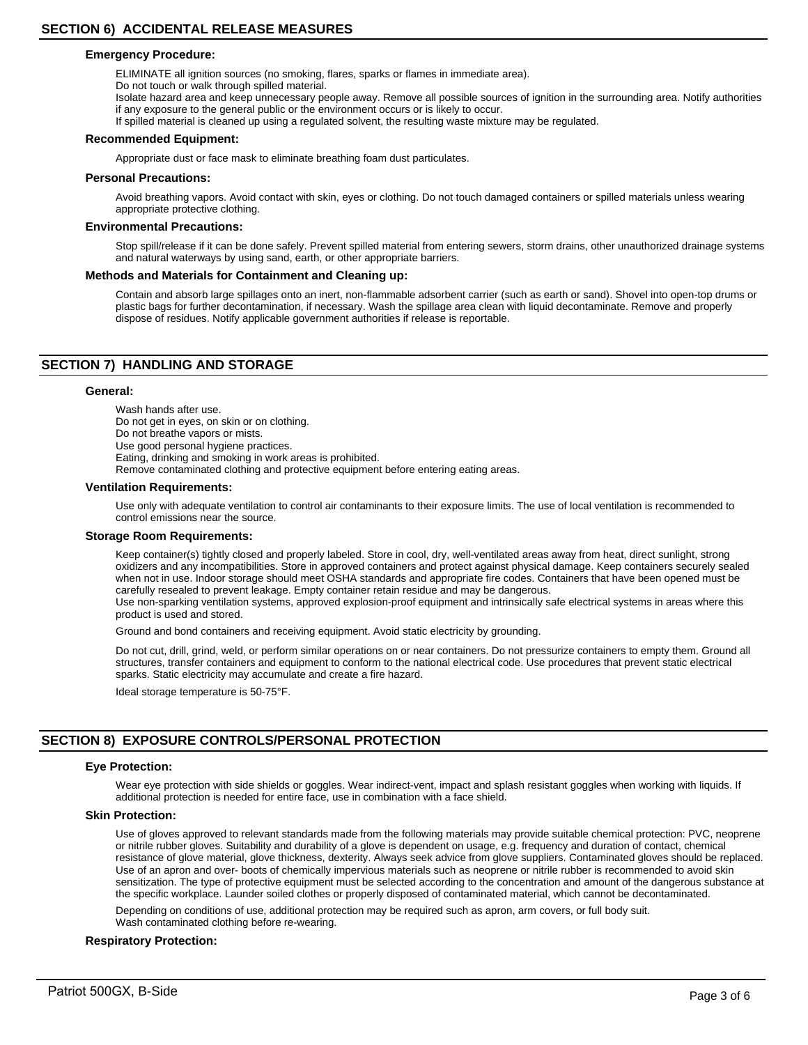## SECTION 6) ACCIDENTAL RELEASE MEASURES

### Emergency Procedure:

ELIMINATE all ignition sources (no smoking, flares, sparks or flames in immediate area).
Do not touch or walk through spilled material.
Isolate hazard area and keep unnecessary people away. Remove all possible sources of ignition in the surrounding area. Notify authorities if any exposure to the general public or the environment occurs or is likely to occur.
If spilled material is cleaned up using a regulated solvent, the resulting waste mixture may be regulated.

### Recommended Equipment:

Appropriate dust or face mask to eliminate breathing foam dust particulates.

### Personal Precautions:

Avoid breathing vapors. Avoid contact with skin, eyes or clothing. Do not touch damaged containers or spilled materials unless wearing appropriate protective clothing.

### Environmental Precautions:

Stop spill/release if it can be done safely. Prevent spilled material from entering sewers, storm drains, other unauthorized drainage systems and natural waterways by using sand, earth, or other appropriate barriers.

### Methods and Materials for Containment and Cleaning up:

Contain and absorb large spillages onto an inert, non-flammable adsorbent carrier (such as earth or sand). Shovel into open-top drums or plastic bags for further decontamination, if necessary. Wash the spillage area clean with liquid decontaminate. Remove and properly dispose of residues. Notify applicable government authorities if release is reportable.

## SECTION 7) HANDLING AND STORAGE

### General:

Wash hands after use.
Do not get in eyes, on skin or on clothing.
Do not breathe vapors or mists.
Use good personal hygiene practices.
Eating, drinking and smoking in work areas is prohibited.
Remove contaminated clothing and protective equipment before entering eating areas.

### Ventilation Requirements:

Use only with adequate ventilation to control air contaminants to their exposure limits. The use of local ventilation is recommended to control emissions near the source.

### Storage Room Requirements:

Keep container(s) tightly closed and properly labeled. Store in cool, dry, well-ventilated areas away from heat, direct sunlight, strong oxidizers and any incompatibilities. Store in approved containers and protect against physical damage. Keep containers securely sealed when not in use. Indoor storage should meet OSHA standards and appropriate fire codes. Containers that have been opened must be carefully resealed to prevent leakage. Empty container retain residue and may be dangerous.
Use non-sparking ventilation systems, approved explosion-proof equipment and intrinsically safe electrical systems in areas where this product is used and stored.

Ground and bond containers and receiving equipment. Avoid static electricity by grounding.

Do not cut, drill, grind, weld, or perform similar operations on or near containers. Do not pressurize containers to empty them. Ground all structures, transfer containers and equipment to conform to the national electrical code. Use procedures that prevent static electrical sparks. Static electricity may accumulate and create a fire hazard.

Ideal storage temperature is 50-75°F.

## SECTION 8) EXPOSURE CONTROLS/PERSONAL PROTECTION

### Eye Protection:

Wear eye protection with side shields or goggles. Wear indirect-vent, impact and splash resistant goggles when working with liquids. If additional protection is needed for entire face, use in combination with a face shield.

### Skin Protection:

Use of gloves approved to relevant standards made from the following materials may provide suitable chemical protection: PVC, neoprene or nitrile rubber gloves. Suitability and durability of a glove is dependent on usage, e.g. frequency and duration of contact, chemical resistance of glove material, glove thickness, dexterity. Always seek advice from glove suppliers. Contaminated gloves should be replaced. Use of an apron and over- boots of chemically impervious materials such as neoprene or nitrile rubber is recommended to avoid skin sensitization. The type of protective equipment must be selected according to the concentration and amount of the dangerous substance at the specific workplace. Launder soiled clothes or properly disposed of contaminated material, which cannot be decontaminated.

Depending on conditions of use, additional protection may be required such as apron, arm covers, or full body suit.
Wash contaminated clothing before re-wearing.

### Respiratory Protection: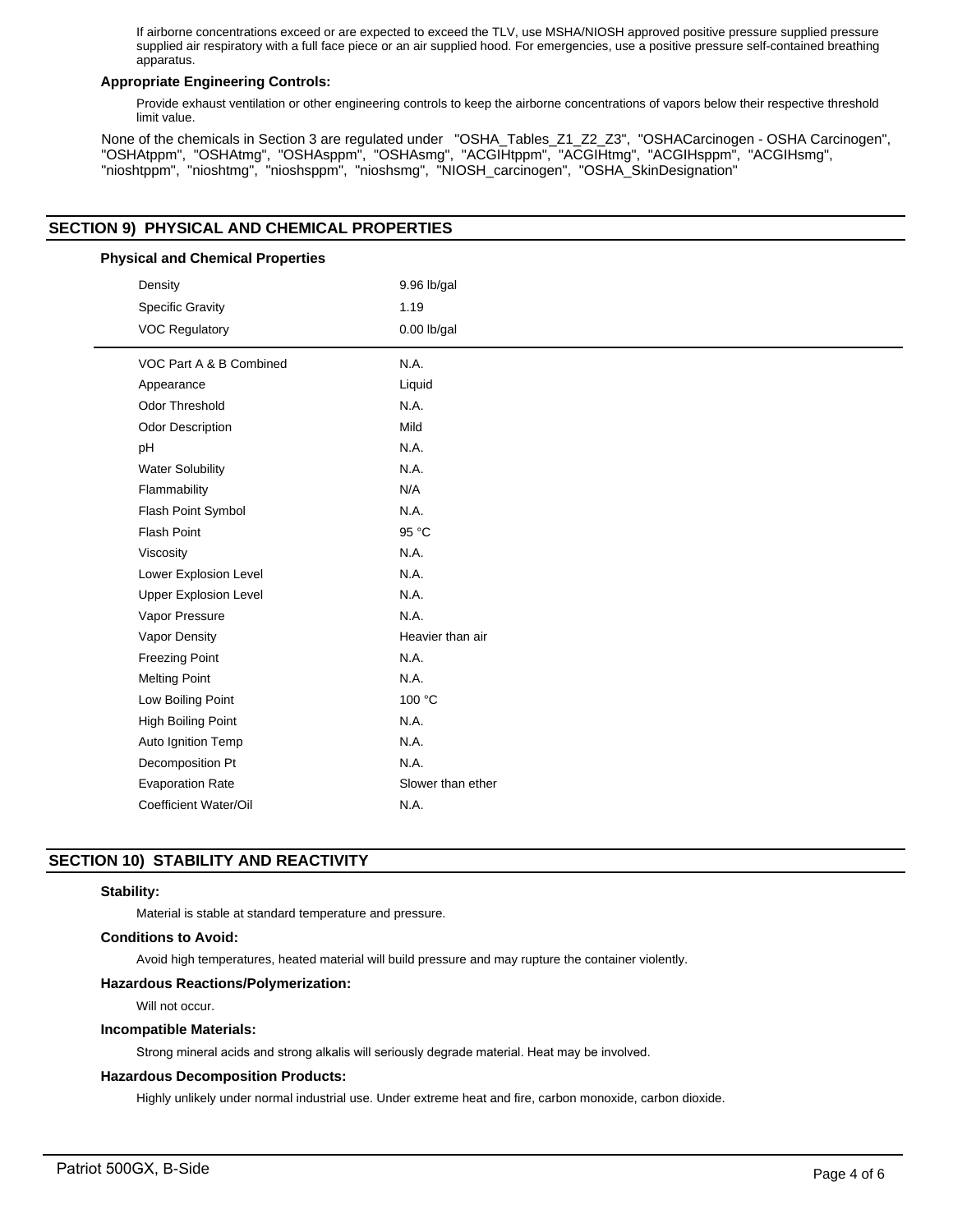If airborne concentrations exceed or are expected to exceed the TLV, use MSHA/NIOSH approved positive pressure supplied pressure supplied air respiratory with a full face piece or an air supplied hood. For emergencies, use a positive pressure self-contained breathing apparatus.

**Appropriate Engineering Controls:**

Provide exhaust ventilation or other engineering controls to keep the airborne concentrations of vapors below their respective threshold limit value.

None of the chemicals in Section 3 are regulated under "OSHA_Tables_Z1_Z2_Z3", "OSHACarcinogen - OSHA Carcinogen", "OSHAtppm", "OSHAtmg", "OSHAsppm", "OSHAsmg", "ACGIHtppm", "ACGIHtmg", "ACGIHsppm", "ACGIHsmg", "nioshtppm", "nioshtmg", "nioshsppm", "nioshsmg", "NIOSH_carcinogen", "OSHA_SkinDesignation"

## SECTION 9) PHYSICAL AND CHEMICAL PROPERTIES

**Physical and Chemical Properties**

| Property | Value |
|---|---|
| Density | 9.96 lb/gal |
| Specific Gravity | 1.19 |
| VOC Regulatory | 0.00 lb/gal |
| VOC Part A & B Combined | N.A. |
| Appearance | Liquid |
| Odor Threshold | N.A. |
| Odor Description | Mild |
| pH | N.A. |
| Water Solubility | N.A. |
| Flammability | N/A |
| Flash Point Symbol | N.A. |
| Flash Point | 95 °C |
| Viscosity | N.A. |
| Lower Explosion Level | N.A. |
| Upper Explosion Level | N.A. |
| Vapor Pressure | N.A. |
| Vapor Density | Heavier than air |
| Freezing Point | N.A. |
| Melting Point | N.A. |
| Low Boiling Point | 100 °C |
| High Boiling Point | N.A. |
| Auto Ignition Temp | N.A. |
| Decomposition Pt | N.A. |
| Evaporation Rate | Slower than ether |
| Coefficient Water/Oil | N.A. |

## SECTION 10) STABILITY AND REACTIVITY

**Stability:**

Material is stable at standard temperature and pressure.

**Conditions to Avoid:**

Avoid high temperatures, heated material will build pressure and may rupture the container violently.

**Hazardous Reactions/Polymerization:**

Will not occur.

**Incompatible Materials:**

Strong mineral acids and strong alkalis will seriously degrade material. Heat may be involved.

**Hazardous Decomposition Products:**

Highly unlikely under normal industrial use. Under extreme heat and fire, carbon monoxide, carbon dioxide.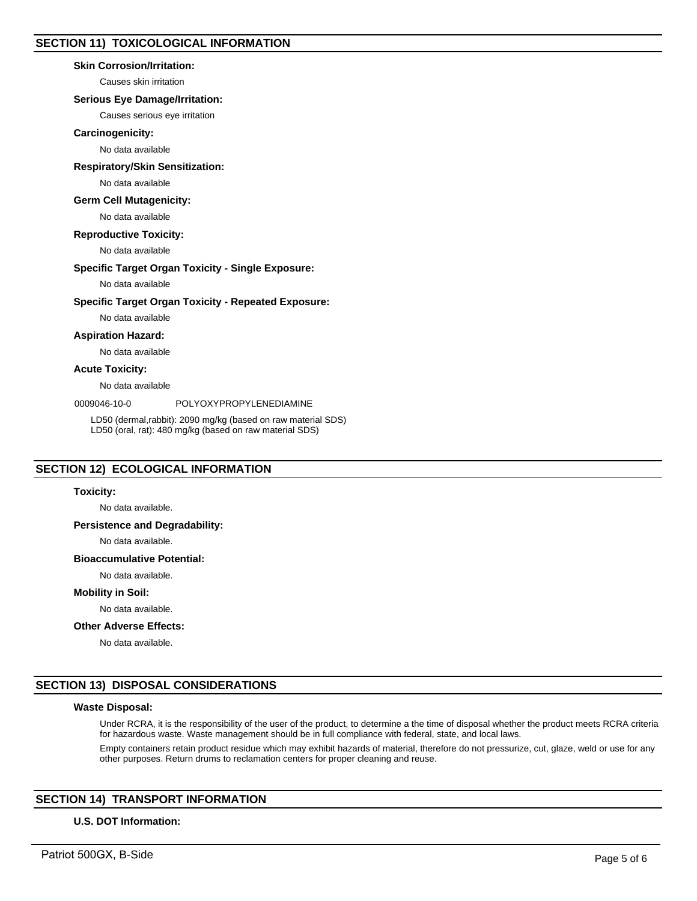## SECTION 11) TOXICOLOGICAL INFORMATION

**Skin Corrosion/Irritation:**

Causes skin irritation

**Serious Eye Damage/Irritation:**

Causes serious eye irritation

**Carcinogenicity:**

No data available

**Respiratory/Skin Sensitization:**

No data available

**Germ Cell Mutagenicity:**

No data available

**Reproductive Toxicity:**

No data available

**Specific Target Organ Toxicity - Single Exposure:**

No data available

**Specific Target Organ Toxicity - Repeated Exposure:**

No data available

**Aspiration Hazard:**

No data available

**Acute Toxicity:**

No data available

0009046-10-0 POLYOXYPROPYLENEDIAMINE

LD50 (dermal,rabbit): 2090 mg/kg (based on raw material SDS)
LD50 (oral, rat): 480 mg/kg (based on raw material SDS)

## SECTION 12) ECOLOGICAL INFORMATION

**Toxicity:**

No data available.

**Persistence and Degradability:**

No data available.

**Bioaccumulative Potential:**

No data available.

**Mobility in Soil:**

No data available.

**Other Adverse Effects:**

No data available.

## SECTION 13) DISPOSAL CONSIDERATIONS

**Waste Disposal:**

Under RCRA, it is the responsibility of the user of the product, to determine a the time of disposal whether the product meets RCRA criteria for hazardous waste. Waste management should be in full compliance with federal, state, and local laws.

Empty containers retain product residue which may exhibit hazards of material, therefore do not pressurize, cut, glaze, weld or use for any other purposes. Return drums to reclamation centers for proper cleaning and reuse.

## SECTION 14) TRANSPORT INFORMATION

**U.S. DOT Information:**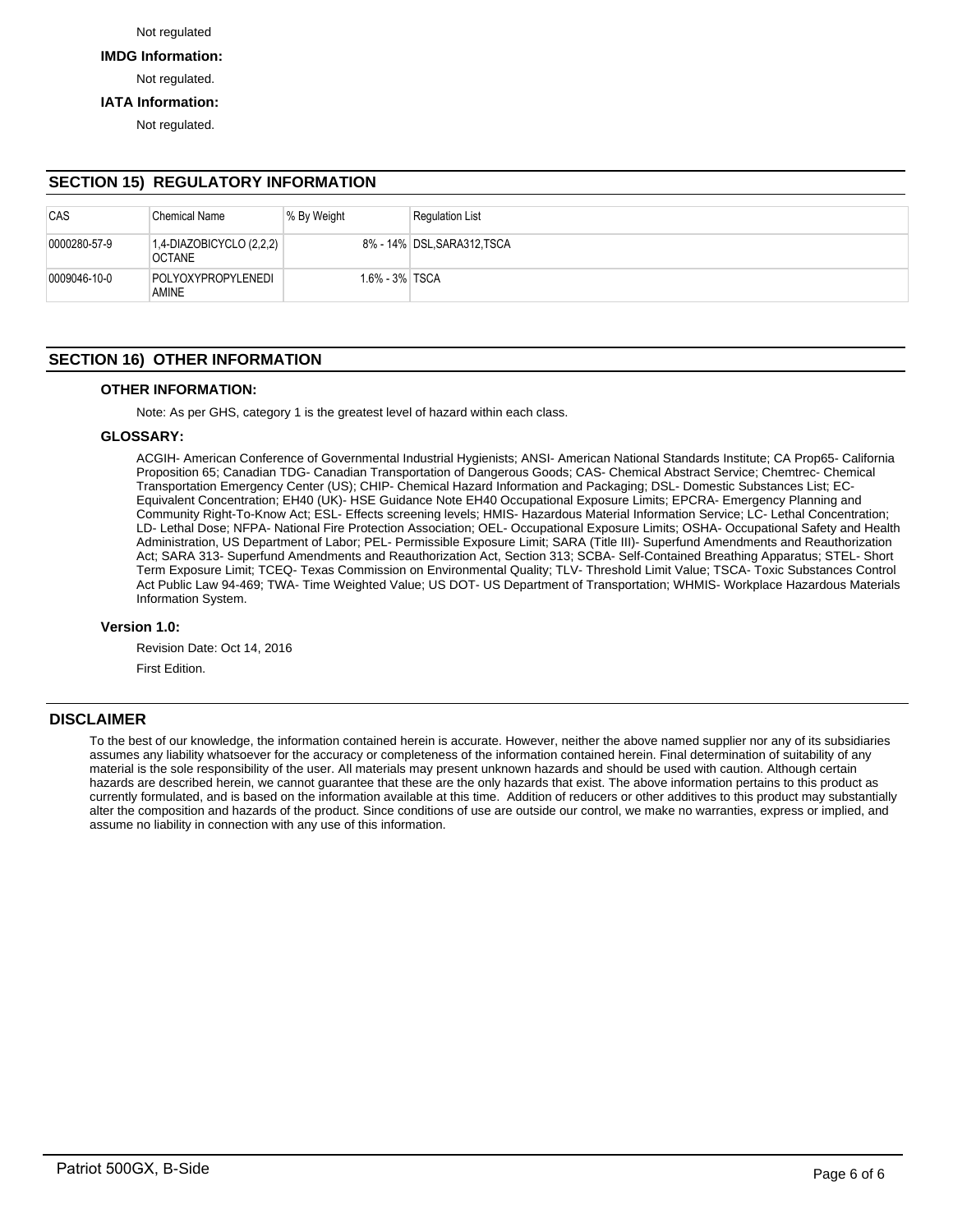Not regulated

**IMDG Information:**

Not regulated.

**IATA Information:**

Not regulated.

## SECTION 15) REGULATORY INFORMATION

| CAS | Chemical Name | % By Weight | Regulation List |
|---|---|---|---|
| 0000280-57-9 | 1,4-DIAZOBICYCLO (2,2,2) OCTANE | 8% - 14% | DSL,SARA312,TSCA |
| 0009046-10-0 | POLYOXYPROPYLENEDI AMINE | 1.6% - 3% | TSCA |

## SECTION 16) OTHER INFORMATION

**OTHER INFORMATION:**

Note: As per GHS, category 1 is the greatest level of hazard within each class.

**GLOSSARY:**

ACGIH- American Conference of Governmental Industrial Hygienists; ANSI- American National Standards Institute; CA Prop65- California Proposition 65; Canadian TDG- Canadian Transportation of Dangerous Goods; CAS- Chemical Abstract Service; Chemtrec- Chemical Transportation Emergency Center (US); CHIP- Chemical Hazard Information and Packaging; DSL- Domestic Substances List; EC- Equivalent Concentration; EH40 (UK)- HSE Guidance Note EH40 Occupational Exposure Limits; EPCRA- Emergency Planning and Community Right-To-Know Act; ESL- Effects screening levels; HMIS- Hazardous Material Information Service; LC- Lethal Concentration; LD- Lethal Dose; NFPA- National Fire Protection Association; OEL- Occupational Exposure Limits; OSHA- Occupational Safety and Health Administration, US Department of Labor; PEL- Permissible Exposure Limit; SARA (Title III)- Superfund Amendments and Reauthorization Act; SARA 313- Superfund Amendments and Reauthorization Act, Section 313; SCBA- Self-Contained Breathing Apparatus; STEL- Short Term Exposure Limit; TCEQ- Texas Commission on Environmental Quality; TLV- Threshold Limit Value; TSCA- Toxic Substances Control Act Public Law 94-469; TWA- Time Weighted Value; US DOT- US Department of Transportation; WHMIS- Workplace Hazardous Materials Information System.

**Version 1.0:**

Revision Date: Oct 14, 2016

First Edition.

## DISCLAIMER

To the best of our knowledge, the information contained herein is accurate. However, neither the above named supplier nor any of its subsidiaries assumes any liability whatsoever for the accuracy or completeness of the information contained herein. Final determination of suitability of any material is the sole responsibility of the user. All materials may present unknown hazards and should be used with caution. Although certain hazards are described herein, we cannot guarantee that these are the only hazards that exist. The above information pertains to this product as currently formulated, and is based on the information available at this time. Addition of reducers or other additives to this product may substantially alter the composition and hazards of the product. Since conditions of use are outside our control, we make no warranties, express or implied, and assume no liability in connection with any use of this information.